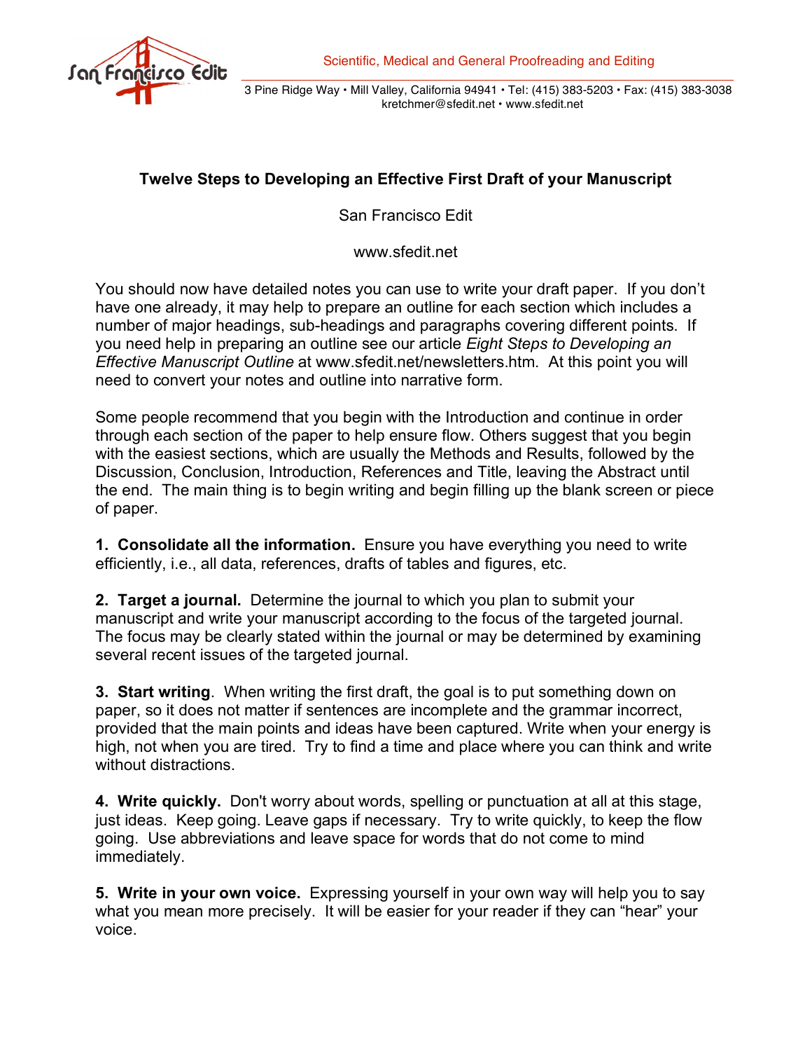San Francisco Edit

Scientific, Medical and General Proofreading and Editing

3 Pine Ridge Way • Mill Valley, California 94941 • Tel: (415) 383-5203 • Fax: (415) 383-3038
kretchmer@sfedit.net • www.sfedit.net

# Twelve Steps to Developing an Effective First Draft of your Manuscript

San Francisco Edit

www.sfedit.net

You should now have detailed notes you can use to write your draft paper. If you don't have one already, it may help to prepare an outline for each section which includes a number of major headings, sub-headings and paragraphs covering different points. If you need help in preparing an outline see our article *Eight Steps to Developing an Effective Manuscript Outline* at www.sfedit.net/newsletters.htm. At this point you will need to convert your notes and outline into narrative form.

Some people recommend that you begin with the Introduction and continue in order through each section of the paper to help ensure flow. Others suggest that you begin with the easiest sections, which are usually the Methods and Results, followed by the Discussion, Conclusion, Introduction, References and Title, leaving the Abstract until the end. The main thing is to begin writing and begin filling up the blank screen or piece of paper.

**1. Consolidate all the information.** Ensure you have everything you need to write efficiently, i.e., all data, references, drafts of tables and figures, etc.

**2. Target a journal.** Determine the journal to which you plan to submit your manuscript and write your manuscript according to the focus of the targeted journal. The focus may be clearly stated within the journal or may be determined by examining several recent issues of the targeted journal.

**3. Start writing**. When writing the first draft, the goal is to put something down on paper, so it does not matter if sentences are incomplete and the grammar incorrect, provided that the main points and ideas have been captured. Write when your energy is high, not when you are tired. Try to find a time and place where you can think and write without distractions.

**4. Write quickly.** Don't worry about words, spelling or punctuation at all at this stage, just ideas. Keep going. Leave gaps if necessary. Try to write quickly, to keep the flow going. Use abbreviations and leave space for words that do not come to mind immediately.

**5. Write in your own voice.** Expressing yourself in your own way will help you to say what you mean more precisely. It will be easier for your reader if they can "hear" your voice.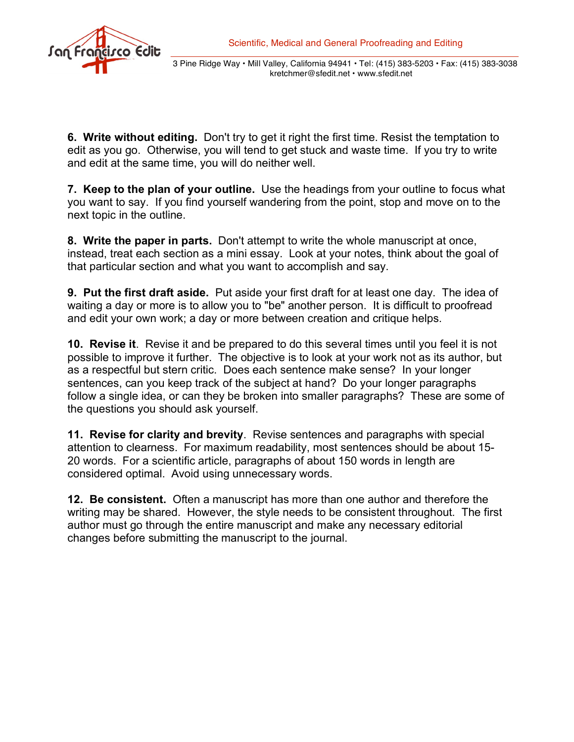**6. Write without editing.** Don't try to get it right the first time. Resist the temptation to edit as you go. Otherwise, you will tend to get stuck and waste time. If you try to write and edit at the same time, you will do neither well.

**7. Keep to the plan of your outline.** Use the headings from your outline to focus what you want to say. If you find yourself wandering from the point, stop and move on to the next topic in the outline.

**8. Write the paper in parts.** Don't attempt to write the whole manuscript at once, instead, treat each section as a mini essay. Look at your notes, think about the goal of that particular section and what you want to accomplish and say.

**9. Put the first draft aside.** Put aside your first draft for at least one day. The idea of waiting a day or more is to allow you to "be" another person. It is difficult to proofread and edit your own work; a day or more between creation and critique helps.

**10. Revise it**. Revise it and be prepared to do this several times until you feel it is not possible to improve it further. The objective is to look at your work not as its author, but as a respectful but stern critic. Does each sentence make sense? In your longer sentences, can you keep track of the subject at hand? Do your longer paragraphs follow a single idea, or can they be broken into smaller paragraphs? These are some of the questions you should ask yourself.

**11. Revise for clarity and brevity**. Revise sentences and paragraphs with special attention to clearness. For maximum readability, most sentences should be about 15-20 words. For a scientific article, paragraphs of about 150 words in length are considered optimal. Avoid using unnecessary words.

**12. Be consistent.** Often a manuscript has more than one author and therefore the writing may be shared. However, the style needs to be consistent throughout. The first author must go through the entire manuscript and make any necessary editorial changes before submitting the manuscript to the journal.